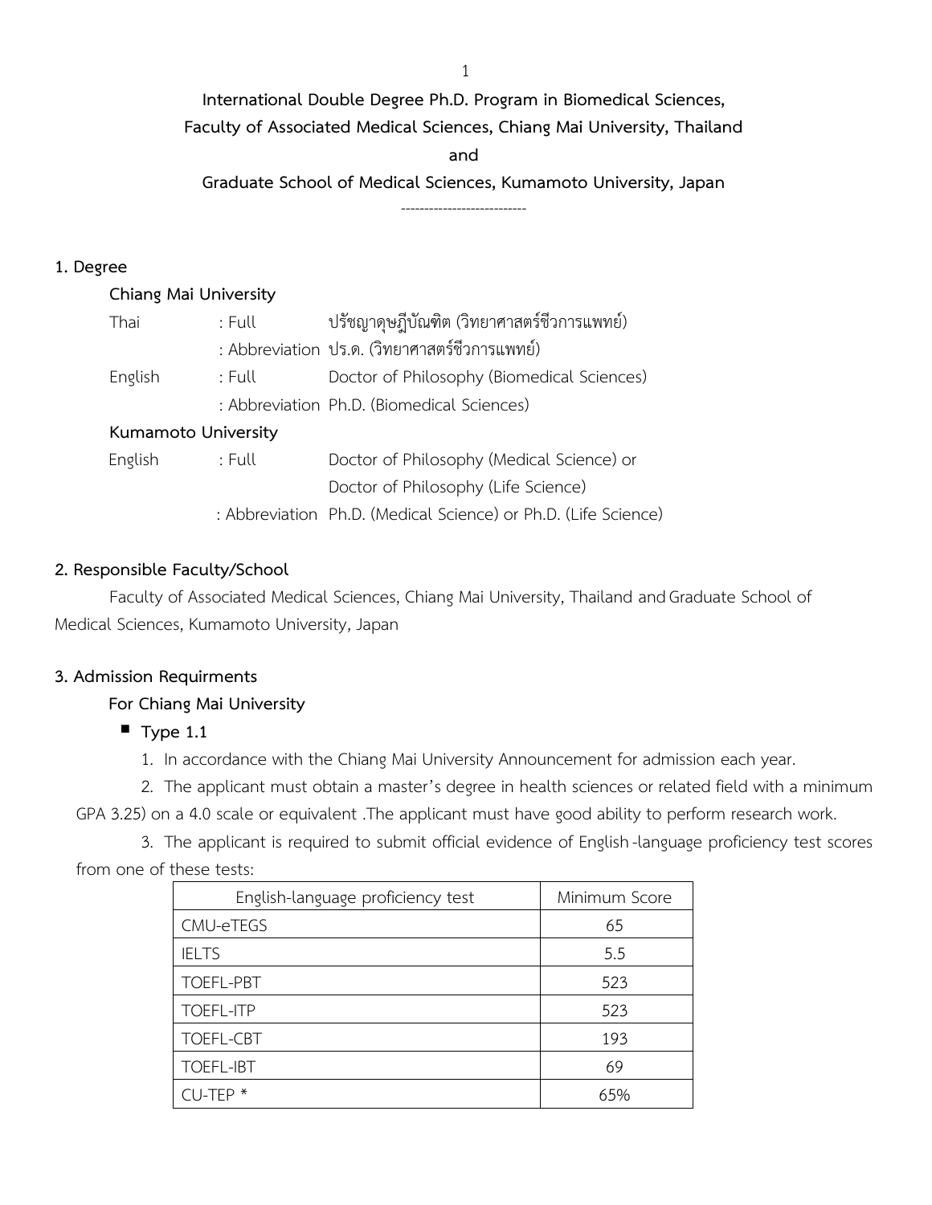**International Double Degree Ph.D. Program in Biomedical Sciences,**
**Faculty of Associated Medical Sciences, Chiang Mai University, Thailand**
**and**
**Graduate School of Medical Sciences, Kumamoto University, Japan**

---

## 1. Degree

**Chiang Mai University**

| | | |
|---|---|---|
| Thai | : Full | ปรัชญาดุษฎีบัณฑิต (วิทยาศาสตร์ชีวการแพทย์) |
| | : Abbreviation | ปร.ด. (วิทยาศาสตร์ชีวการแพทย์) |
| English | : Full | Doctor of Philosophy (Biomedical Sciences) |
| | : Abbreviation | Ph.D. (Biomedical Sciences) |

**Kumamoto University**

| | | |
|---|---|---|
| English | : Full | Doctor of Philosophy (Medical Science) or Doctor of Philosophy (Life Science) |
| | : Abbreviation | Ph.D. (Medical Science) or Ph.D. (Life Science) |

## 2. Responsible Faculty/School

Faculty of Associated Medical Sciences, Chiang Mai University, Thailand and Graduate School of Medical Sciences, Kumamoto University, Japan

## 3. Admission Requirments

**For Chiang Mai University**

- **Type 1.1**

1. In accordance with the Chiang Mai University Announcement for admission each year.
2. The applicant must obtain a master's degree in health sciences or related field with a minimum GPA 3.25) on a 4.0 scale or equivalent .The applicant must have good ability to perform research work.
3. The applicant is required to submit official evidence of English-language proficiency test scores from one of these tests:

| English-language proficiency test | Minimum Score |
|---|---|
| CMU-eTEGS | 65 |
| IELTS | 5.5 |
| TOEFL-PBT | 523 |
| TOEFL-ITP | 523 |
| TOEFL-CBT | 193 |
| TOEFL-IBT | 69 |
| CU-TEP * | 65% |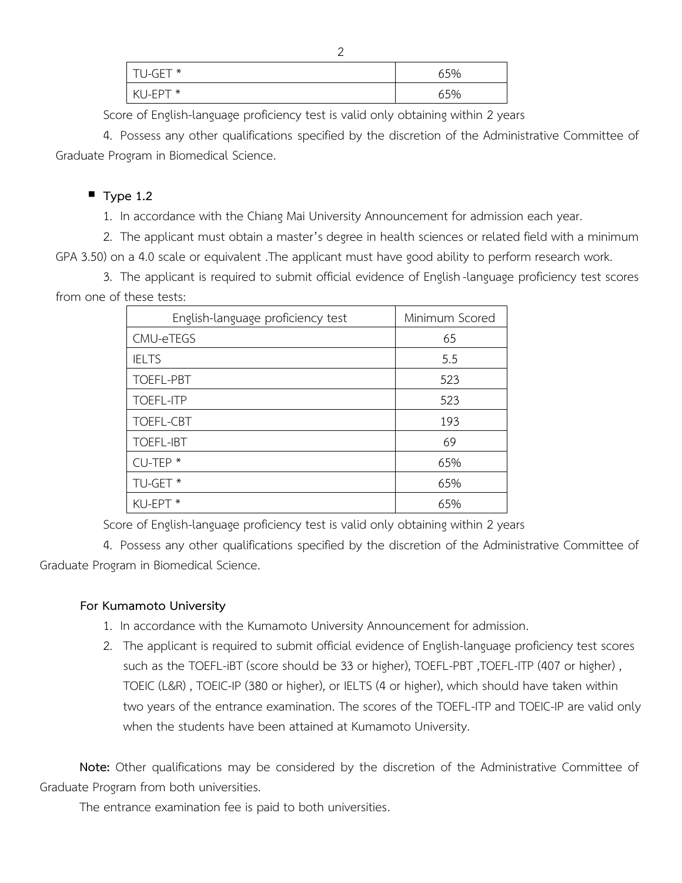| TU-GET * | 65% |
| --- | --- |
| KU-EPT * | 65% |

Score of English-language proficiency test is valid only obtaining within 2 years

4. Possess any other qualifications specified by the discretion of the Administrative Committee of Graduate Program in Biomedical Science.

- **Type 1.2**

1. In accordance with the Chiang Mai University Announcement for admission each year.
2. The applicant must obtain a master's degree in health sciences or related field with a minimum GPA 3.50) on a 4.0 scale or equivalent .The applicant must have good ability to perform research work.
3. The applicant is required to submit official evidence of English-language proficiency test scores from one of these tests:

| English-language proficiency test | Minimum Scored |
| --- | --- |
| CMU-eTEGS | 65 |
| IELTS | 5.5 |
| TOEFL-PBT | 523 |
| TOEFL-ITP | 523 |
| TOEFL-CBT | 193 |
| TOEFL-IBT | 69 |
| CU-TEP * | 65% |
| TU-GET * | 65% |
| KU-EPT * | 65% |

Score of English-language proficiency test is valid only obtaining within 2 years

4. Possess any other qualifications specified by the discretion of the Administrative Committee of Graduate Program in Biomedical Science.

**For Kumamoto University**

1. In accordance with the Kumamoto University Announcement for admission.
2. The applicant is required to submit official evidence of English-language proficiency test scores such as the TOEFL-iBT (score should be 33 or higher), TOEFL-PBT ,TOEFL-ITP (407 or higher) , TOEIC (L&R) , TOEIC-IP (380 or higher), or IELTS (4 or higher), which should have taken within two years of the entrance examination. The scores of the TOEFL-ITP and TOEIC-IP are valid only when the students have been attained at Kumamoto University.

**Note:** Other qualifications may be considered by the discretion of the Administrative Committee of Graduate Program from both universities.

The entrance examination fee is paid to both universities.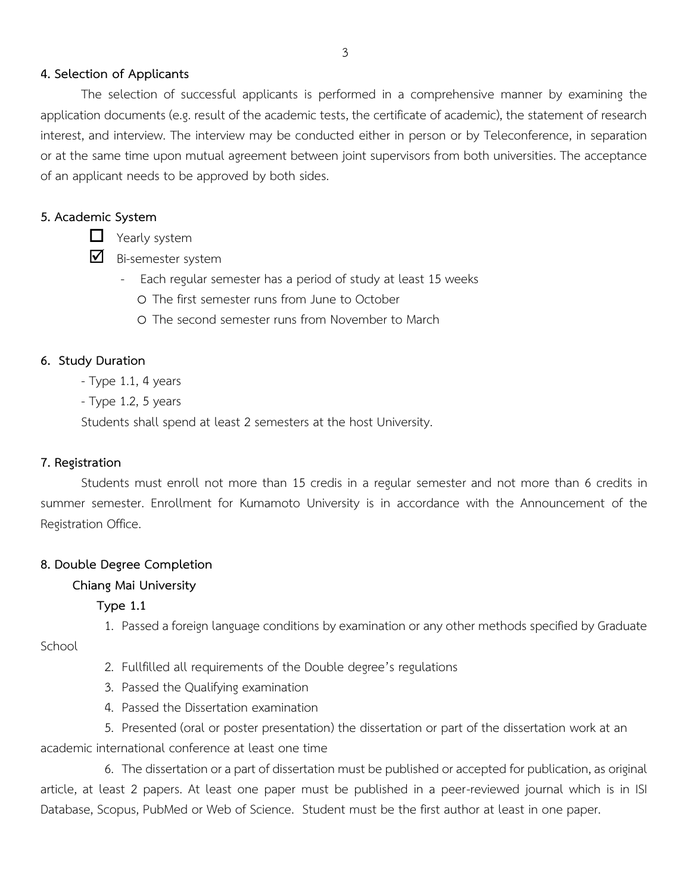## 4. Selection of Applicants

The selection of successful applicants is performed in a comprehensive manner by examining the application documents (e.g. result of the academic tests, the certificate of academic), the statement of research interest, and interview. The interview may be conducted either in person or by Teleconference, in separation or at the same time upon mutual agreement between joint supervisors from both universities. The acceptance of an applicant needs to be approved by both sides.

## 5. Academic System

- ☐ Yearly system
- ☑ Bi-semester system
  - Each regular semester has a period of study at least 15 weeks
    - The first semester runs from June to October
    - The second semester runs from November to March

## 6. Study Duration

- Type 1.1, 4 years
- Type 1.2, 5 years

Students shall spend at least 2 semesters at the host University.

## 7. Registration

Students must enroll not more than 15 credis in a regular semester and not more than 6 credits in summer semester. Enrollment for Kumamoto University is in accordance with the Announcement of the Registration Office.

## 8. Double Degree Completion

### Chiang Mai University

#### Type 1.1

1. Passed a foreign language conditions by examination or any other methods specified by Graduate School
2. Fullfilled all requirements of the Double degree's regulations
3. Passed the Qualifying examination
4. Passed the Dissertation examination
5. Presented (oral or poster presentation) the dissertation or part of the dissertation work at an academic international conference at least one time
6. The dissertation or a part of dissertation must be published or accepted for publication, as original article, at least 2 papers. At least one paper must be published in a peer-reviewed journal which is in ISI Database, Scopus, PubMed or Web of Science. Student must be the first author at least in one paper.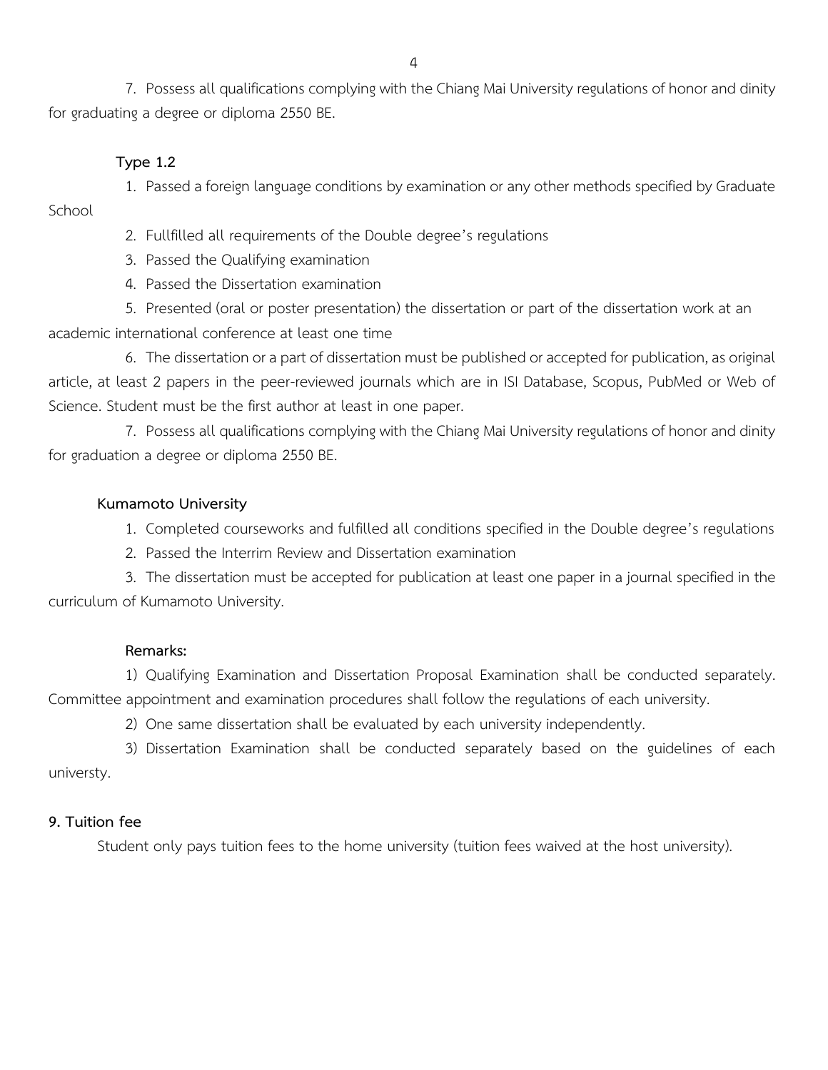7. Possess all qualifications complying with the Chiang Mai University regulations of honor and dinity for graduating a degree or diploma 2550 BE.

**Type 1.2**

1. Passed a foreign language conditions by examination or any other methods specified by Graduate School
2. Fullfilled all requirements of the Double degree's regulations
3. Passed the Qualifying examination
4. Passed the Dissertation examination
5. Presented (oral or poster presentation) the dissertation or part of the dissertation work at an academic international conference at least one time
6. The dissertation or a part of dissertation must be published or accepted for publication, as original article, at least 2 papers in the peer-reviewed journals which are in ISI Database, Scopus, PubMed or Web of Science. Student must be the first author at least in one paper.
7. Possess all qualifications complying with the Chiang Mai University regulations of honor and dinity for graduation a degree or diploma 2550 BE.

**Kumamoto University**

1. Completed courseworks and fulfilled all conditions specified in the Double degree's regulations
2. Passed the Interrim Review and Dissertation examination
3. The dissertation must be accepted for publication at least one paper in a journal specified in the curriculum of Kumamoto University.

**Remarks:**

1) Qualifying Examination and Dissertation Proposal Examination shall be conducted separately. Committee appointment and examination procedures shall follow the regulations of each university.

2) One same dissertation shall be evaluated by each university independently.

3) Dissertation Examination shall be conducted separately based on the guidelines of each universty.

**9. Tuition fee**

Student only pays tuition fees to the home university (tuition fees waived at the host university).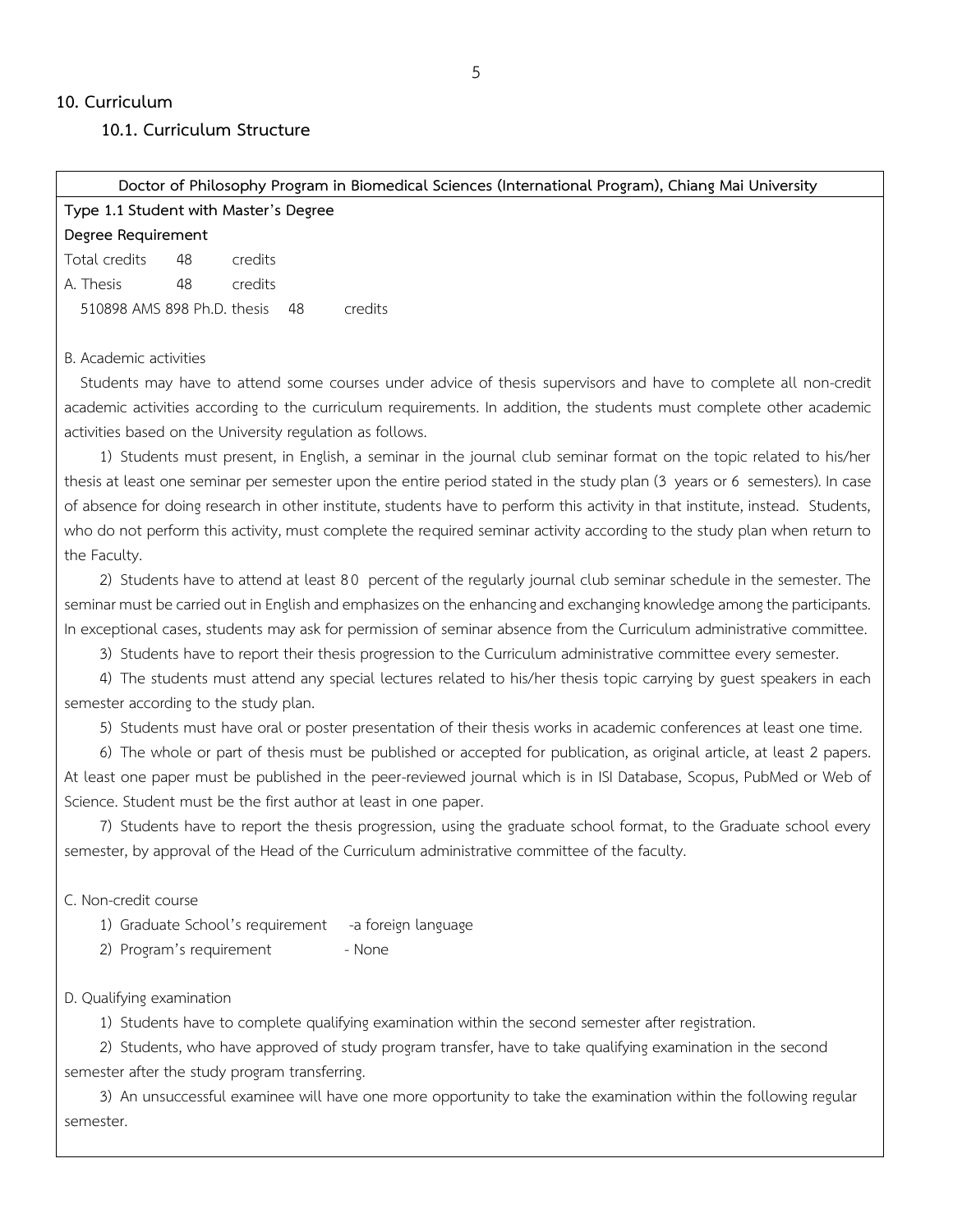## 10. Curriculum

### 10.1. Curriculum Structure

**Doctor of Philosophy Program in Biomedical Sciences (International Program), Chiang Mai University**

**Type 1.1 Student with Master's Degree**

**Degree Requirement**

Total credits 48 credits

A. Thesis 48 credits

510898 AMS 898 Ph.D. thesis 48 credits

B. Academic activities

Students may have to attend some courses under advice of thesis supervisors and have to complete all non-credit academic activities according to the curriculum requirements. In addition, the students must complete other academic activities based on the University regulation as follows.

1) Students must present, in English, a seminar in the journal club seminar format on the topic related to his/her thesis at least one seminar per semester upon the entire period stated in the study plan (3 years or 6 semesters). In case of absence for doing research in other institute, students have to perform this activity in that institute, instead. Students, who do not perform this activity, must complete the required seminar activity according to the study plan when return to the Faculty.

2) Students have to attend at least 80 percent of the regularly journal club seminar schedule in the semester. The seminar must be carried out in English and emphasizes on the enhancing and exchanging knowledge among the participants. In exceptional cases, students may ask for permission of seminar absence from the Curriculum administrative committee.

3) Students have to report their thesis progression to the Curriculum administrative committee every semester.

4) The students must attend any special lectures related to his/her thesis topic carrying by guest speakers in each semester according to the study plan.

5) Students must have oral or poster presentation of their thesis works in academic conferences at least one time.

6) The whole or part of thesis must be published or accepted for publication, as original article, at least 2 papers. At least one paper must be published in the peer-reviewed journal which is in ISI Database, Scopus, PubMed or Web of Science. Student must be the first author at least in one paper.

7) Students have to report the thesis progression, using the graduate school format, to the Graduate school every semester, by approval of the Head of the Curriculum administrative committee of the faculty.

C. Non-credit course

1) Graduate School's requirement -a foreign language

2) Program's requirement - None

D. Qualifying examination

1) Students have to complete qualifying examination within the second semester after registration.

2) Students, who have approved of study program transfer, have to take qualifying examination in the second semester after the study program transferring.

3) An unsuccessful examinee will have one more opportunity to take the examination within the following regular semester.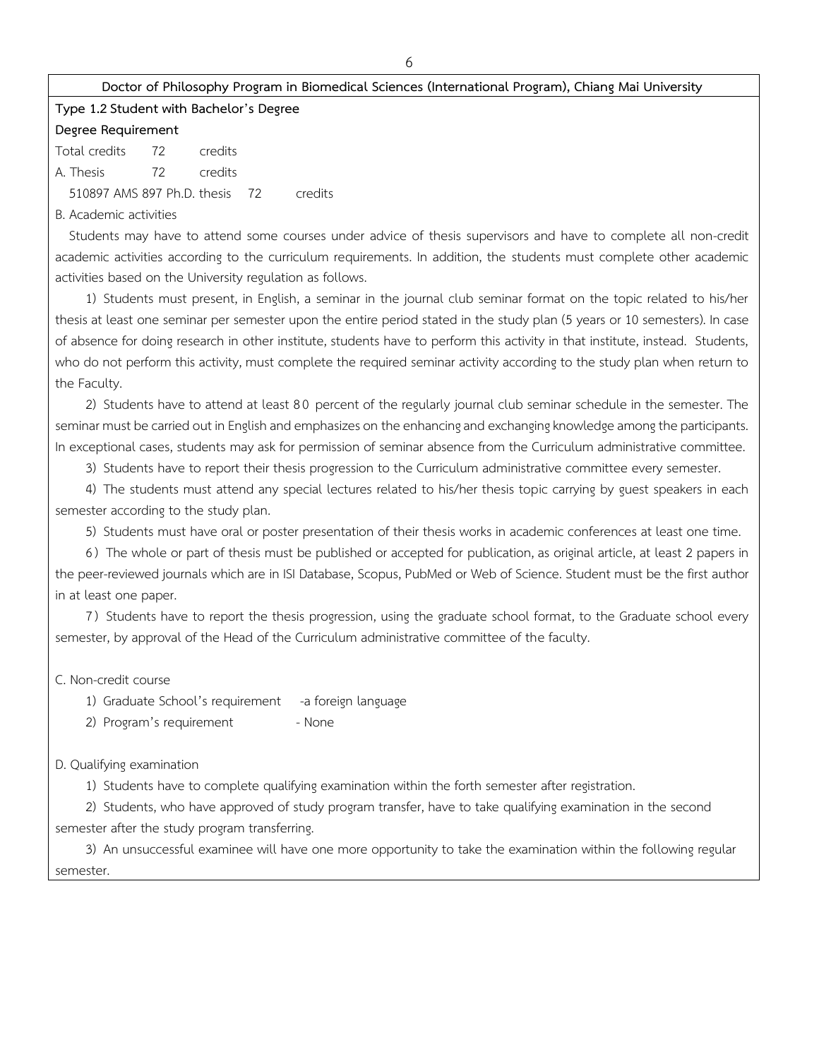**Doctor of Philosophy Program in Biomedical Sciences (International Program), Chiang Mai University**

**Type 1.2 Student with Bachelor's Degree**

**Degree Requirement**

Total credits 72 credits

A. Thesis 72 credits

510897 AMS 897 Ph.D. thesis 72 credits

B. Academic activities

Students may have to attend some courses under advice of thesis supervisors and have to complete all non-credit academic activities according to the curriculum requirements. In addition, the students must complete other academic activities based on the University regulation as follows.

1) Students must present, in English, a seminar in the journal club seminar format on the topic related to his/her thesis at least one seminar per semester upon the entire period stated in the study plan (5 years or 10 semesters). In case of absence for doing research in other institute, students have to perform this activity in that institute, instead. Students, who do not perform this activity, must complete the required seminar activity according to the study plan when return to the Faculty.

2) Students have to attend at least 80 percent of the regularly journal club seminar schedule in the semester. The seminar must be carried out in English and emphasizes on the enhancing and exchanging knowledge among the participants. In exceptional cases, students may ask for permission of seminar absence from the Curriculum administrative committee.

3) Students have to report their thesis progression to the Curriculum administrative committee every semester.

4) The students must attend any special lectures related to his/her thesis topic carrying by guest speakers in each semester according to the study plan.

5) Students must have oral or poster presentation of their thesis works in academic conferences at least one time.

6) The whole or part of thesis must be published or accepted for publication, as original article, at least 2 papers in the peer-reviewed journals which are in ISI Database, Scopus, PubMed or Web of Science. Student must be the first author in at least one paper.

7) Students have to report the thesis progression, using the graduate school format, to the Graduate school every semester, by approval of the Head of the Curriculum administrative committee of the faculty.

C. Non-credit course

1) Graduate School's requirement -a foreign language

2) Program's requirement - None

D. Qualifying examination

1) Students have to complete qualifying examination within the forth semester after registration.

2) Students, who have approved of study program transfer, have to take qualifying examination in the second semester after the study program transferring.

3) An unsuccessful examinee will have one more opportunity to take the examination within the following regular semester.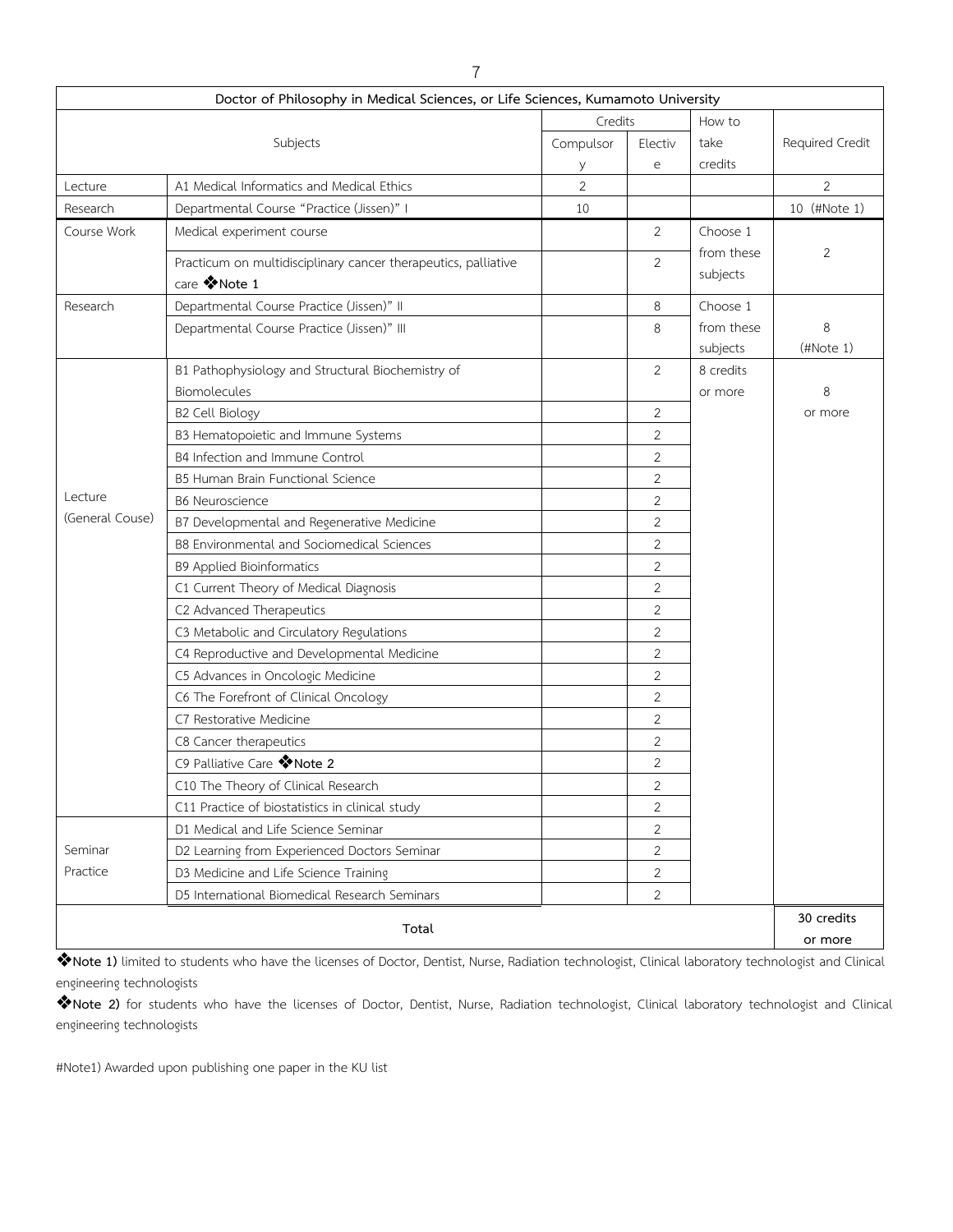| Doctor of Philosophy in Medical Sciences, or Life Sciences, Kumamoto University | | | | | |
|---|---|---|---|---|---|
| Subjects | | Credits | | How to take credits | Required Credit |
| | | Compulsory | Elective | | |
| Lecture | A1 Medical Informatics and Medical Ethics | 2 | | | 2 |
| Research | Departmental Course "Practice (Jissen)" I | 10 | | | 10 (#Note 1) |
| Course Work | Medical experiment course | | 2 | Choose 1 from these subjects | 2 |
| | Practicum on multidisciplinary cancer therapeutics, palliative care ❖**Note 1** | | 2 | | |
| Research | Departmental Course Practice (Jissen)" II | | 8 | Choose 1 from these subjects | 8 (#Note 1) |
| | Departmental Course Practice (Jissen)" III | | 8 | | |
| Lecture (General Couse) | B1 Pathophysiology and Structural Biochemistry of Biomolecules | | 2 | 8 credits or more | 8 or more |
| | B2 Cell Biology | | 2 | | |
| | B3 Hematopoietic and Immune Systems | | 2 | | |
| | B4 Infection and Immune Control | | 2 | | |
| | B5 Human Brain Functional Science | | 2 | | |
| | B6 Neuroscience | | 2 | | |
| | B7 Developmental and Regenerative Medicine | | 2 | | |
| | B8 Environmental and Sociomedical Sciences | | 2 | | |
| | B9 Applied Bioinformatics | | 2 | | |
| | C1 Current Theory of Medical Diagnosis | | 2 | | |
| | C2 Advanced Therapeutics | | 2 | | |
| | C3 Metabolic and Circulatory Regulations | | 2 | | |
| | C4 Reproductive and Developmental Medicine | | 2 | | |
| | C5 Advances in Oncologic Medicine | | 2 | | |
| | C6 The Forefront of Clinical Oncology | | 2 | | |
| | C7 Restorative Medicine | | 2 | | |
| | C8 Cancer therapeutics | | 2 | | |
| | C9 Palliative Care ❖**Note 2** | | 2 | | |
| | C10 The Theory of Clinical Research | | 2 | | |
| | C11 Practice of biostatistics in clinical study | | 2 | | |
| Seminar Practice | D1 Medical and Life Science Seminar | | 2 | | |
| | D2 Learning from Experienced Doctors Seminar | | 2 | | |
| | D3 Medicine and Life Science Training | | 2 | | |
| | D5 International Biomedical Research Seminars | | 2 | | |
| **Total** | | | | | **30 credits or more** |

❖**Note 1)** limited to students who have the licenses of Doctor, Dentist, Nurse, Radiation technologist, Clinical laboratory technologist and Clinical engineering technologists

❖**Note 2)** for students who have the licenses of Doctor, Dentist, Nurse, Radiation technologist, Clinical laboratory technologist and Clinical engineering technologists

#Note1) Awarded upon publishing one paper in the KU list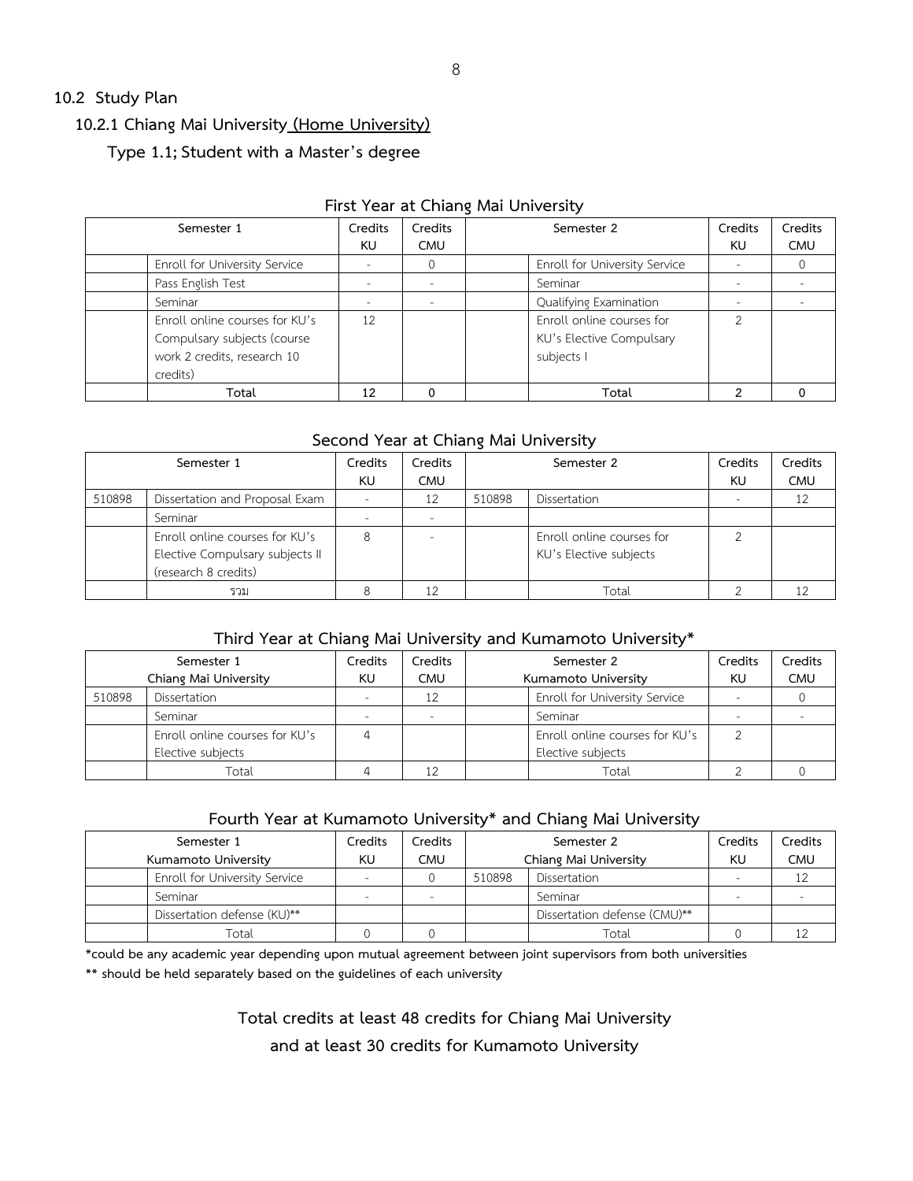## 10.2 Study Plan

### 10.2.1 Chiang Mai University (Home University)

**Type 1.1; Student with a Master's degree**

**First Year at Chiang Mai University**

| Semester 1 | | Credits KU | Credits CMU | Semester 2 | | Credits KU | Credits CMU |
|---|---|---|---|---|---|---|---|
| | Enroll for University Service | - | 0 | | Enroll for University Service | - | 0 |
| | Pass English Test | - | - | | Seminar | - | - |
| | Seminar | - | - | | Qualifying Examination | - | - |
| | Enroll online courses for KU's Compulsary subjects (course work 2 credits, research 10 credits) | 12 | | | Enroll online courses for KU's Elective Compulsary subjects I | 2 | |
| | **Total** | **12** | **0** | | **Total** | **2** | **0** |

**Second Year at Chiang Mai University**

| Semester 1 | | Credits KU | Credits CMU | Semester 2 | | Credits KU | Credits CMU |
|---|---|---|---|---|---|---|---|
| 510898 | Dissertation and Proposal Exam | - | 12 | 510898 | Dissertation | - | 12 |
| | Seminar | - | - | | | | |
| | Enroll online courses for KU's Elective Compulsary subjects II (research 8 credits) | 8 | - | | Enroll online courses for KU's Elective subjects | 2 | |
| | รวม | 8 | 12 | | Total | 2 | 12 |

**Third Year at Chiang Mai University and Kumamoto University***

| Semester 1 Chiang Mai University | | Credits KU | Credits CMU | Semester 2 Kumamoto University | | Credits KU | Credits CMU |
|---|---|---|---|---|---|---|---|
| 510898 | Dissertation | - | 12 | | Enroll for University Service | - | 0 |
| | Seminar | - | - | | Seminar | - | - |
| | Enroll online courses for KU's Elective subjects | 4 | | | Enroll online courses for KU's Elective subjects | 2 | |
| | Total | 4 | 12 | | Total | 2 | 0 |

**Fourth Year at Kumamoto University* and Chiang Mai University**

| Semester 1 Kumamoto University | | Credits KU | Credits CMU | Semester 2 Chiang Mai University | | Credits KU | Credits CMU |
|---|---|---|---|---|---|---|---|
| | Enroll for University Service | - | 0 | 510898 | Dissertation | - | 12 |
| | Seminar | - | - | | Seminar | - | - |
| | Dissertation defense (KU)** | | | | Dissertation defense (CMU)** | | |
| | Total | 0 | 0 | | Total | 0 | 12 |

*could be any academic year depending upon mutual agreement between joint supervisors from both universities

** should be held separately based on the guidelines of each university

**Total credits at least 48 credits for Chiang Mai University**

**and at least 30 credits for Kumamoto University**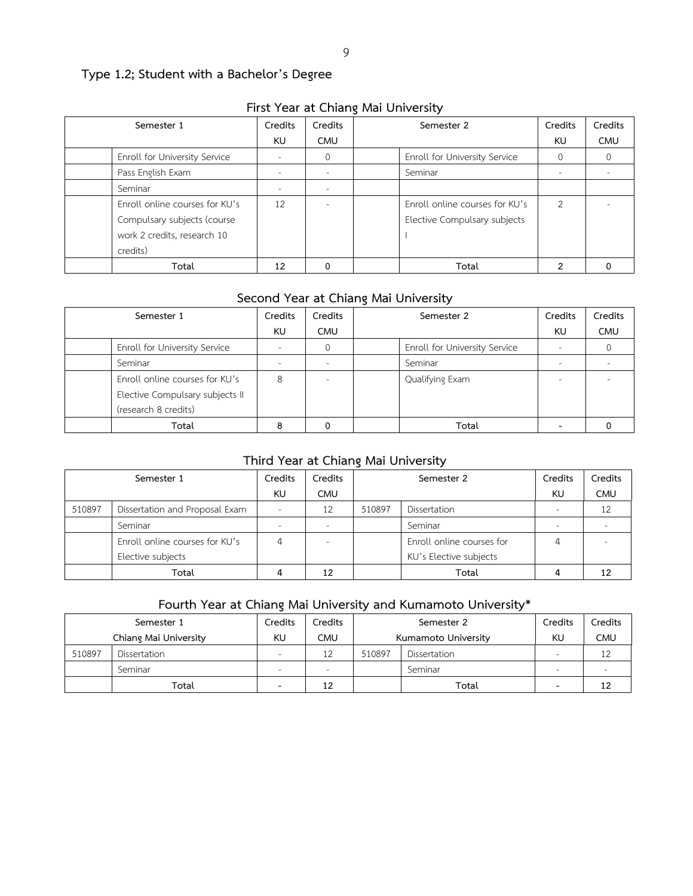### Type 1.2; Student with a Bachelor's Degree

#### First Year at Chiang Mai University

| Semester 1 | | Credits KU | Credits CMU | Semester 2 | | Credits KU | Credits CMU |
|---|---|---|---|---|---|---|---|
| | Enroll for University Service | - | 0 | | Enroll for University Service | 0 | 0 |
| | Pass English Exam | - | - | | Seminar | - | - |
| | Seminar | - | - | | | | |
| | Enroll online courses for KU's Compulsary subjects (course work 2 credits, research 10 credits) | 12 | - | | Enroll online courses for KU's Elective Compulsary subjects I | 2 | - |
| | **Total** | **12** | **0** | | **Total** | **2** | **0** |

#### Second Year at Chiang Mai University

| Semester 1 | | Credits KU | Credits CMU | Semester 2 | | Credits KU | Credits CMU |
|---|---|---|---|---|---|---|---|
| | Enroll for University Service | - | 0 | | Enroll for University Service | - | 0 |
| | Seminar | - | - | | Seminar | - | - |
| | Enroll online courses for KU's Elective Compulsary subjects II (research 8 credits) | 8 | - | | Qualifying Exam | - | - |
| | **Total** | **8** | **0** | | **Total** | **-** | **0** |

#### Third Year at Chiang Mai University

| Semester 1 | | Credits KU | Credits CMU | Semester 2 | | Credits KU | Credits CMU |
|---|---|---|---|---|---|---|---|
| 510897 | Dissertation and Proposal Exam | - | 12 | 510897 | Dissertation | - | 12 |
| | Seminar | - | - | | Seminar | - | - |
| | Enroll online courses for KU's Elective subjects | 4 | - | | Enroll online courses for KU's Elective subjects | 4 | - |
| | **Total** | **4** | **12** | | **Total** | **4** | **12** |

#### Fourth Year at Chiang Mai University and Kumamoto University*

| Semester 1 Chiang Mai University | | Credits KU | Credits CMU | Semester 2 Kumamoto University | | Credits KU | Credits CMU |
|---|---|---|---|---|---|---|---|
| 510897 | Dissertation | - | 12 | 510897 | Dissertation | - | 12 |
| | Seminar | - | - | | Seminar | - | - |
| | **Total** | **-** | **12** | | **Total** | **-** | **12** |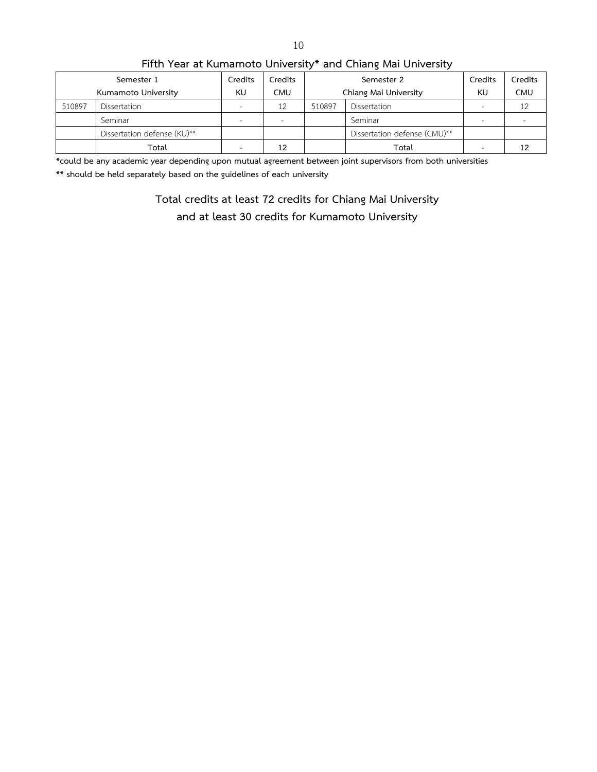## Fifth Year at Kumamoto University* and Chiang Mai University

| Semester 1 Kumamoto University | | Credits KU | Credits CMU | Semester 2 Chiang Mai University | | Credits KU | Credits CMU |
|---|---|---|---|---|---|---|---|
| 510897 | Dissertation | - | 12 | 510897 | Dissertation | - | 12 |
| | Seminar | - | - | | Seminar | - | - |
| | Dissertation defense (KU)** | | | | Dissertation defense (CMU)** | | |
| | **Total** | **-** | **12** | | **Total** | **-** | **12** |

***could be any academic year depending upon mutual agreement between joint supervisors from both universities**

**** should be held separately based on the guidelines of each university**

**Total credits at least 72 credits for Chiang Mai University**

**and at least 30 credits for Kumamoto University**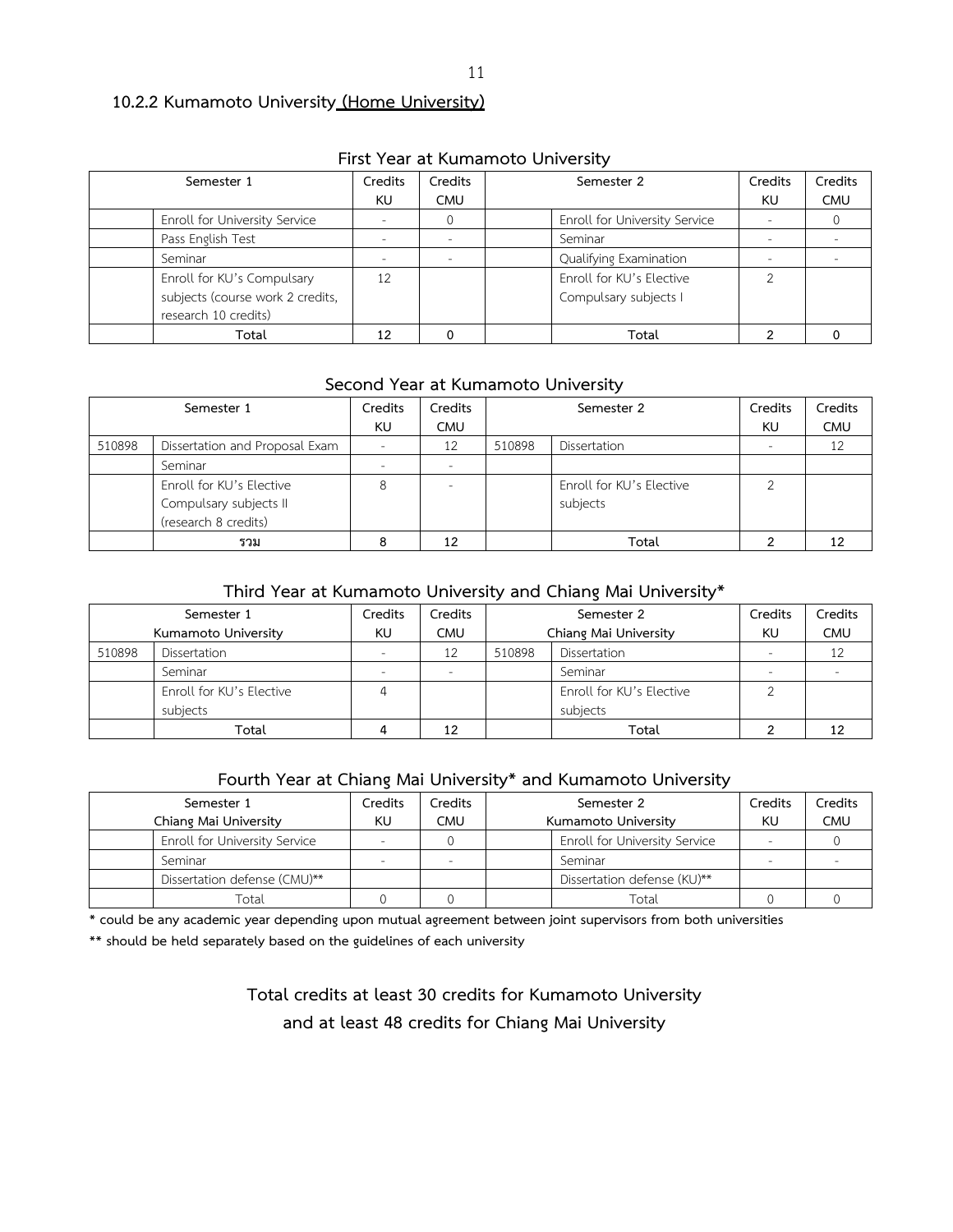### 10.2.2 Kumamoto University (Home University)

**First Year at Kumamoto University**

| Semester 1 | | Credits KU | Credits CMU | Semester 2 | | Credits KU | Credits CMU |
|---|---|---|---|---|---|---|---|
| | Enroll for University Service | - | 0 | | Enroll for University Service | - | 0 |
| | Pass English Test | - | - | | Seminar | - | - |
| | Seminar | - | - | | Qualifying Examination | - | - |
| | Enroll for KU's Compulsary subjects (course work 2 credits, research 10 credits) | 12 | | | Enroll for KU's Elective Compulsary subjects I | 2 | |
| | **Total** | **12** | **0** | | **Total** | **2** | **0** |

**Second Year at Kumamoto University**

| Semester 1 | | Credits KU | Credits CMU | Semester 2 | | Credits KU | Credits CMU |
|---|---|---|---|---|---|---|---|
| 510898 | Dissertation and Proposal Exam | - | 12 | 510898 | Dissertation | - | 12 |
| | Seminar | - | - | | | | |
| | Enroll for KU's Elective Compulsary subjects II (research 8 credits) | 8 | - | | Enroll for KU's Elective subjects | 2 | |
| | **รวม** | **8** | **12** | | **Total** | **2** | **12** |

**Third Year at Kumamoto University and Chiang Mai University***

| Semester 1 Kumamoto University | | Credits KU | Credits CMU | Semester 2 Chiang Mai University | | Credits KU | Credits CMU |
|---|---|---|---|---|---|---|---|
| 510898 | Dissertation | - | 12 | 510898 | Dissertation | - | 12 |
| | Seminar | - | - | | Seminar | - | - |
| | Enroll for KU's Elective subjects | 4 | | | Enroll for KU's Elective subjects | 2 | |
| | **Total** | **4** | **12** | | **Total** | **2** | **12** |

**Fourth Year at Chiang Mai University* and Kumamoto University**

| Semester 1 Chiang Mai University | | Credits KU | Credits CMU | Semester 2 Kumamoto University | | Credits KU | Credits CMU |
|---|---|---|---|---|---|---|---|
| | Enroll for University Service | - | 0 | | Enroll for University Service | - | 0 |
| | Seminar | - | - | | Seminar | - | - |
| | Dissertation defense (CMU)** | | | | Dissertation defense (KU)** | | |
| | Total | 0 | 0 | | Total | 0 | 0 |

**\* could be any academic year depending upon mutual agreement between joint supervisors from both universities**

**\*\* should be held separately based on the guidelines of each university**

**Total credits at least 30 credits for Kumamoto University**
**and at least 48 credits for Chiang Mai University**